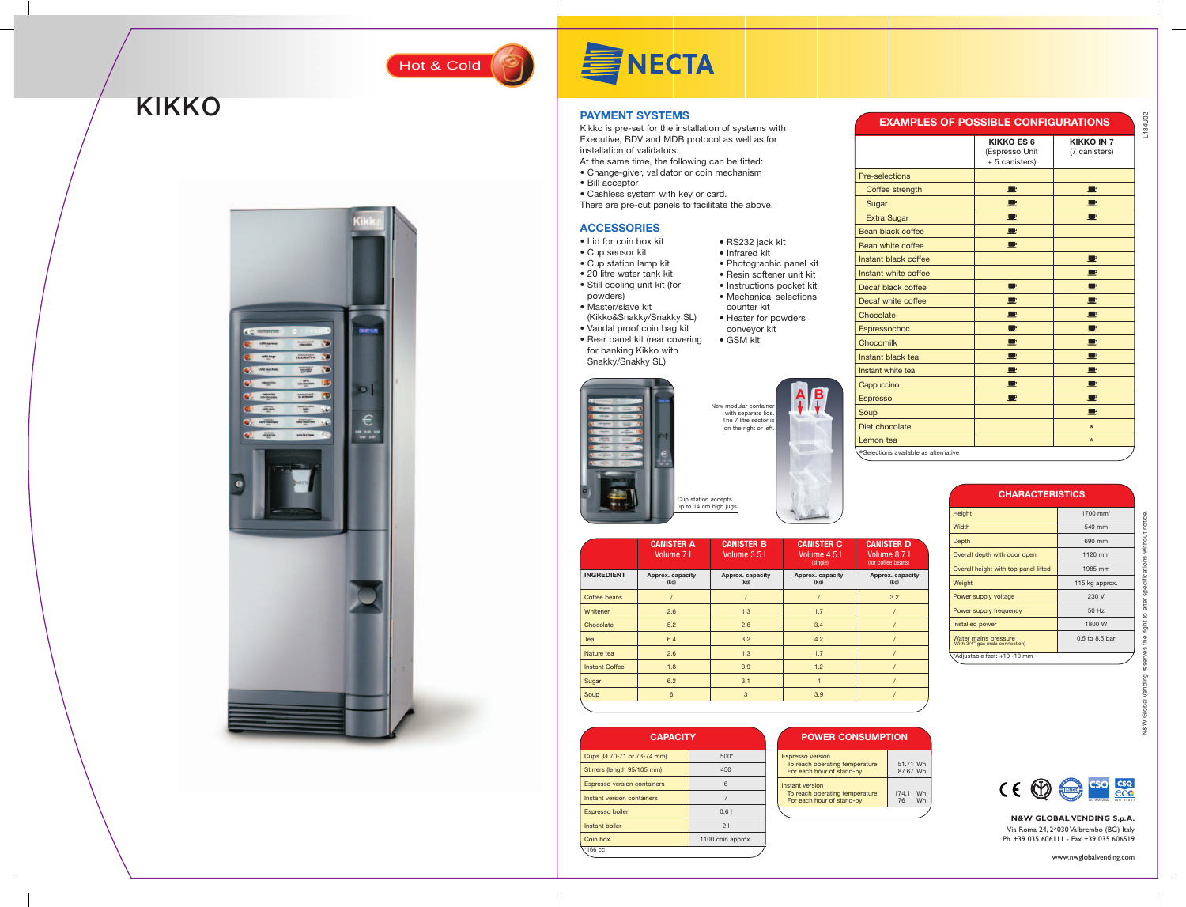Hot & Cold

# KIKKO

NECTA

## PAYMENT SYSTEMS

Kikko is pre-set for the installation of systems with Executive, BDV and MDB protocol as well as for installation of validators.
At the same time, the following can be fitted:

- Change-giver, validator or coin mechanism
- Bill acceptor
- Cashless system with key or card.

There are pre-cut panels to facilitate the above.

## ACCESSORIES

- Lid for coin box kit
- Cup sensor kit
- Cup station lamp kit
- 20 litre water tank kit
- Still cooling unit kit (for powders)
- Master/slave kit (Kikko&Snakky/Snakky SL)
- Vandal proof coin bag kit
- Rear panel kit (rear covering for banking Kikko with Snakky/Snakky SL)
- RS232 jack kit
- Infrared kit
- Photographic panel kit
- Resin softener unit kit
- Instructions pocket kit
- Mechanical selections counter kit
- Heater for powders conveyor kit
- GSM kit

New modular container with separate lids. The 7 litre sector is on the right or left.

Cup station accepts up to 14 cm high jugs.

| | CANISTER A Volume 7 l | CANISTER B Volume 3.5 l | CANISTER C Volume 4.5 l (single) | CANISTER D Volume 8.7 l (for coffee beans) |
|---|---|---|---|---|
| INGREDIENT | Approx. capacity (kg) | Approx. capacity (kg) | Approx. capacity (kg) | Approx. capacity (kg) |
| Coffee beans | / | / | / | 3.2 |
| Whitener | 2.6 | 1.3 | 1.7 | / |
| Chocolate | 5.2 | 2.6 | 3.4 | / |
| Tea | 6.4 | 3.2 | 4.2 | / |
| Nature tea | 2.6 | 1.3 | 1.7 | / |
| Instant Coffee | 1.8 | 0.9 | 1.2 | / |
| Sugar | 6.2 | 3.1 | 4 | / |
| Soup | 6 | 3 | 3.9 | / |

## CAPACITY

| | |
|---|---|
| Cups (Ø 70-71 or 73-74 mm) | 500* |
| Stirrers (length 95/105 mm) | 450 |
| Espresso version containers | 6 |
| Instant version containers | 7 |
| Espresso boiler | 0.6 l |
| Instant boiler | 2 l |
| Coin box | 1100 coin approx. |

*166 cc

## POWER CONSUMPTION

| | |
|---|---|
| Espresso version<br>To reach operating temperature<br>For each hour of stand-by | 51.71 Wh<br>87.67 Wh |
| Instant version<br>To reach operating temperature<br>For each hour of stand-by | 174.1 Wh<br>76 Wh |

## EXAMPLES OF POSSIBLE CONFIGURATIONS

| | KIKKO ES 6 (Espresso Unit + 5 canisters) | KIKKO IN 7 (7 canisters) |
|---|---|---|
| Pre-selections | | |
| Coffee strength | ■ | ■ |
| Sugar | ■ | ■ |
| Extra Sugar | ■ | ■ |
| Bean black coffee | ■ | |
| Bean white coffee | ■ | |
| Instant black coffee | | ■ |
| Instant white coffee | | ■ |
| Decaf black coffee | ■ | ■ |
| Decaf white coffee | ■ | ■ |
| Chocolate | ■ | ■ |
| Espressochoc | ■ | ■ |
| Chocomilk | ■ | ■ |
| Instant black tea | ■ | ■ |
| Instant white tea | ■ | ■ |
| Cappuccino | ■ | ■ |
| Espresso | ■ | ■ |
| Soup | | ■ |
| Diet chocolate | | * |
| Lemon tea | | * |

*Selections available as alternative

## CHARACTERISTICS

| | |
|---|---|
| Height | 1700 mm* |
| Width | 540 mm |
| Depth | 690 mm |
| Overall depth with door open | 1120 mm |
| Overall height with top panel lifted | 1985 mm |
| Weight | 115 kg approx. |
| Power supply voltage | 230 V |
| Power supply frequency | 50 Hz |
| Installed power | 1800 W |
| Water mains pressure (With 3/4" gas male connection) | 0.5 to 8.5 bar |

*Adjustable feet: +10 -10 mm

N&W Global Vending reserves the right to alter specifications without notice.

L184U02

**N&W GLOBAL VENDING S.p.A.**
Via Roma 24, 24030 Valbrembo (BG) Italy
Ph. +39 035 606111 - Fax +39 035 606519

www.nwglobalvending.com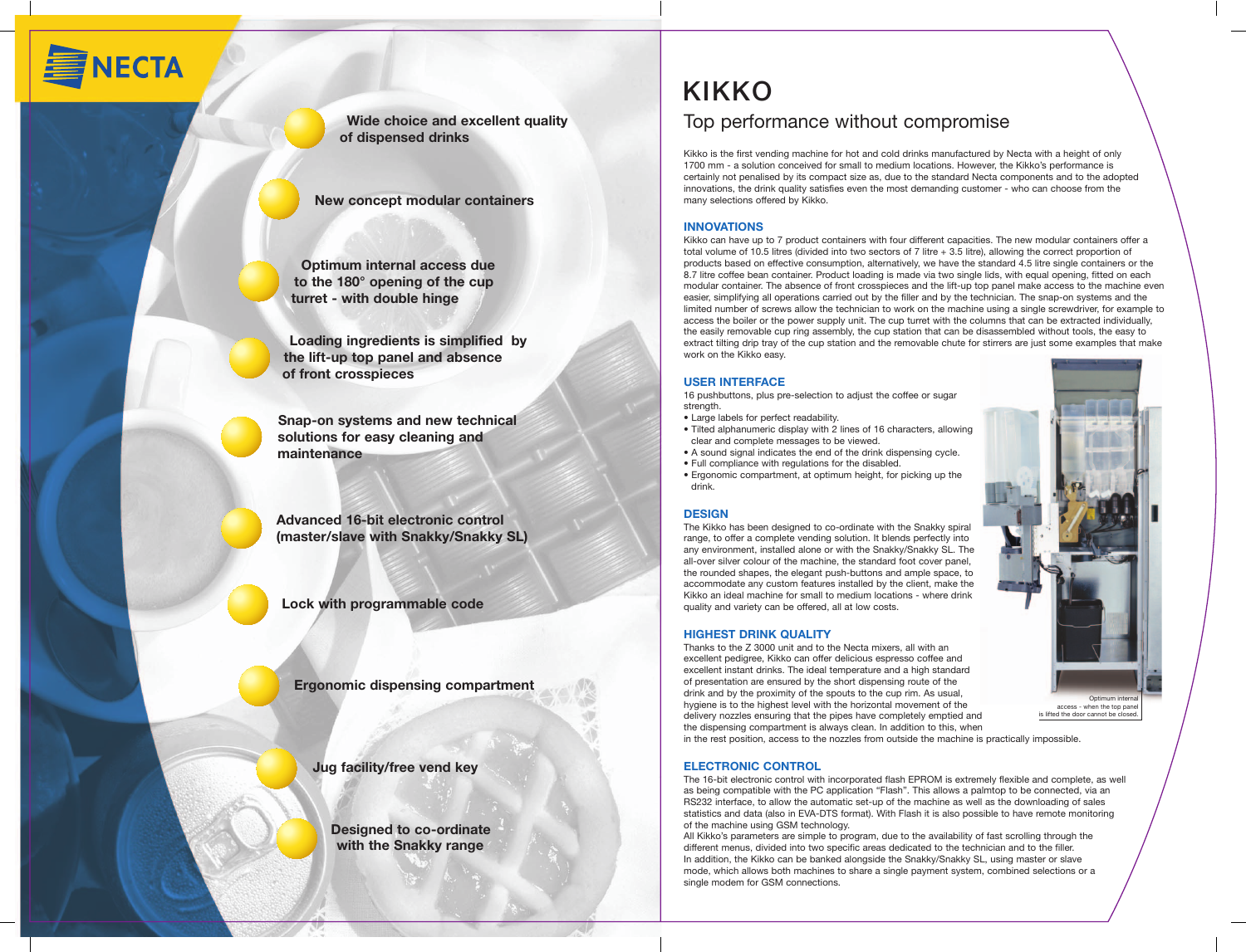NECTA

- Wide choice and excellent quality of dispensed drinks
- New concept modular containers
- Optimum internal access due to the 180° opening of the cup turret - with double hinge
- Loading ingredients is simplified by the lift-up top panel and absence of front crosspieces
- Snap-on systems and new technical solutions for easy cleaning and maintenance
- Advanced 16-bit electronic control (master/slave with Snakky/Snakky SL)
- Lock with programmable code
- Ergonomic dispensing compartment
- Jug facility/free vend key
- Designed to co-ordinate with the Snakky range

# KIKKO

## Top performance without compromise

Kikko is the first vending machine for hot and cold drinks manufactured by Necta with a height of only 1700 mm - a solution conceived for small to medium locations. However, the Kikko's performance is certainly not penalised by its compact size as, due to the standard Necta components and to the adopted innovations, the drink quality satisfies even the most demanding customer - who can choose from the many selections offered by Kikko.

### INNOVATIONS

Kikko can have up to 7 product containers with four different capacities. The new modular containers offer a total volume of 10.5 litres (divided into two sectors of 7 litre + 3.5 litre), allowing the correct proportion of products based on effective consumption, alternatively, we have the standard 4.5 litre single containers or the 8.7 litre coffee bean container. Product loading is made via two single lids, with equal opening, fitted on each modular container. The absence of front crosspieces and the lift-up top panel make access to the machine even easier, simplifying all operations carried out by the filler and by the technician. The snap-on systems and the limited number of screws allow the technician to work on the machine using a single screwdriver, for example to access the boiler or the power supply unit. The cup turret with the columns that can be extracted individually, the easily removable cup ring assembly, the cup station that can be disassembled without tools, the easy to extract tilting drip tray of the cup station and the removable chute for stirrers are just some examples that make work on the Kikko easy.

### USER INTERFACE

16 pushbuttons, plus pre-selection to adjust the coffee or sugar strength.

- Large labels for perfect readability.
- Tilted alphanumeric display with 2 lines of 16 characters, allowing clear and complete messages to be viewed.
- A sound signal indicates the end of the drink dispensing cycle.
- Full compliance with regulations for the disabled.
- Ergonomic compartment, at optimum height, for picking up the drink.

### DESIGN

The Kikko has been designed to co-ordinate with the Snakky spiral range, to offer a complete vending solution. It blends perfectly into any environment, installed alone or with the Snakky/Snakky SL. The all-over silver colour of the machine, the standard foot cover panel, the rounded shapes, the elegant push-buttons and ample space, to accommodate any custom features installed by the client, make the Kikko an ideal machine for small to medium locations - where drink quality and variety can be offered, all at low costs.

Optimum internal access - when the top panel is lifted the door cannot be closed.

### HIGHEST DRINK QUALITY

Thanks to the Z 3000 unit and to the Necta mixers, all with an excellent pedigree, Kikko can offer delicious espresso coffee and excellent instant drinks. The ideal temperature and a high standard of presentation are ensured by the short dispensing route of the drink and by the proximity of the spouts to the cup rim. As usual, hygiene is to the highest level with the horizontal movement of the delivery nozzles ensuring that the pipes have completely emptied and the dispensing compartment is always clean. In addition to this, when in the rest position, access to the nozzles from outside the machine is practically impossible.

### ELECTRONIC CONTROL

The 16-bit electronic control with incorporated flash EPROM is extremely flexible and complete, as well as being compatible with the PC application "Flash". This allows a palmtop to be connected, via an RS232 interface, to allow the automatic set-up of the machine as well as the downloading of sales statistics and data (also in EVA-DTS format). With Flash it is also possible to have remote monitoring of the machine using GSM technology.

All Kikko's parameters are simple to program, due to the availability of fast scrolling through the different menus, divided into two specific areas dedicated to the technician and to the filler.

In addition, the Kikko can be banked alongside the Snakky/Snakky SL, using master or slave mode, which allows both machines to share a single payment system, combined selections or a single modem for GSM connections.